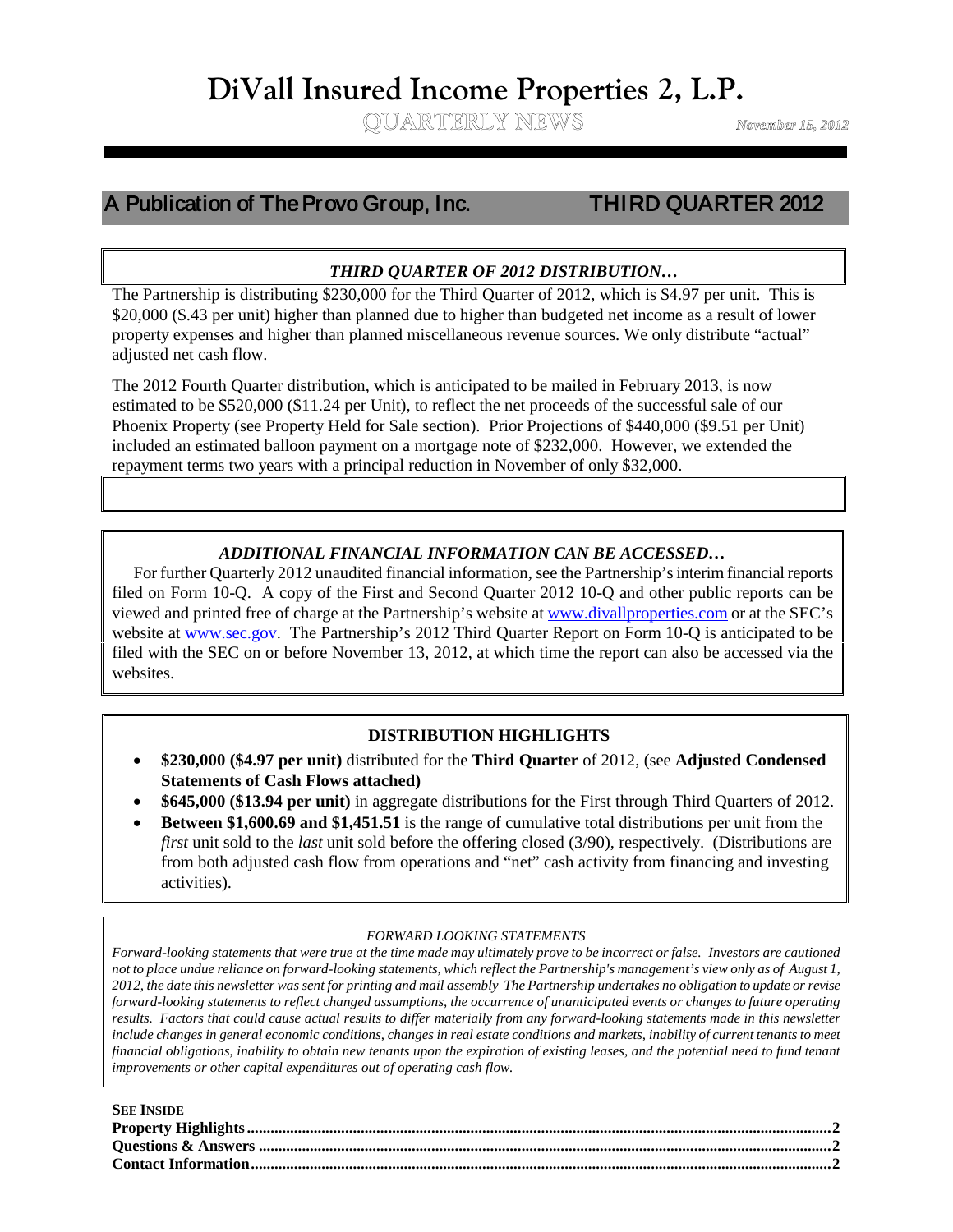# DiVall Insured Income Properties 2, L.P.

QUARTERLY NEWS

*November 15, 2012*

## A Publication of The Provo Group, Inc. THIRD QUARTER 2012

### *THIRD QUARTER OF 2012 DISTRIBUTION…*

The Partnership is distributing $230,000 for the Third Quarter of 2012, which is $4.97 per unit. This is $20,000 ($.43 per unit) higher than planned due to higher than budgeted net income as a result of lower property expenses and higher than planned miscellaneous revenue sources. We only distribute "actual" adjusted net cash flow.

The 2012 Fourth Quarter distribution, which is anticipated to be mailed in February 2013, is now estimated to be $520,000 ($11.24 per Unit), to reflect the net proceeds of the successful sale of our Phoenix Property (see Property Held for Sale section). Prior Projections of $440,000 ($9.51 per Unit) included an estimated balloon payment on a mortgage note of $232,000. However, we extended the repayment terms two years with a principal reduction in November of only $32,000.

### *ADDITIONAL FINANCIAL INFORMATION CAN BE ACCESSED…*

For further Quarterly 2012 unaudited financial information, see the Partnership's interim financial reports filed on Form 10-Q. A copy of the First and Second Quarter 2012 10-Q and other public reports can be viewed and printed free of charge at the Partnership's website at www.divallproperties.com or at the SEC's website at www.sec.gov. The Partnership's 2012 Third Quarter Report on Form 10-Q is anticipated to be filed with the SEC on or before November 13, 2012, at which time the report can also be accessed via the websites.

### DISTRIBUTION HIGHLIGHTS

- **$230,000 ($4.97 per unit)** distributed for the **Third Quarter** of 2012, (see **Adjusted Condensed Statements of Cash Flows attached)**
- **$645,000 ($13.94 per unit)** in aggregate distributions for the First through Third Quarters of 2012.
- **Between $1,600.69 and $1,451.51** is the range of cumulative total distributions per unit from the *first* unit sold to the *last* unit sold before the offering closed (3/90), respectively. (Distributions are from both adjusted cash flow from operations and "net" cash activity from financing and investing activities).

*FORWARD LOOKING STATEMENTS*

*Forward-looking statements that were true at the time made may ultimately prove to be incorrect or false. Investors are cautioned not to place undue reliance on forward-looking statements, which reflect the Partnership's management's view only as of August 1, 2012, the date this newsletter was sent for printing and mail assembly The Partnership undertakes no obligation to update or revise forward-looking statements to reflect changed assumptions, the occurrence of unanticipated events or changes to future operating results. Factors that could cause actual results to differ materially from any forward-looking statements made in this newsletter include changes in general economic conditions, changes in real estate conditions and markets, inability of current tenants to meet financial obligations, inability to obtain new tenants upon the expiration of existing leases, and the potential need to fund tenant improvements or other capital expenditures out of operating cash flow.*

**SEE INSIDE**

**Property Highlights....................2**
**Questions & Answers....................2**
**Contact Information....................2**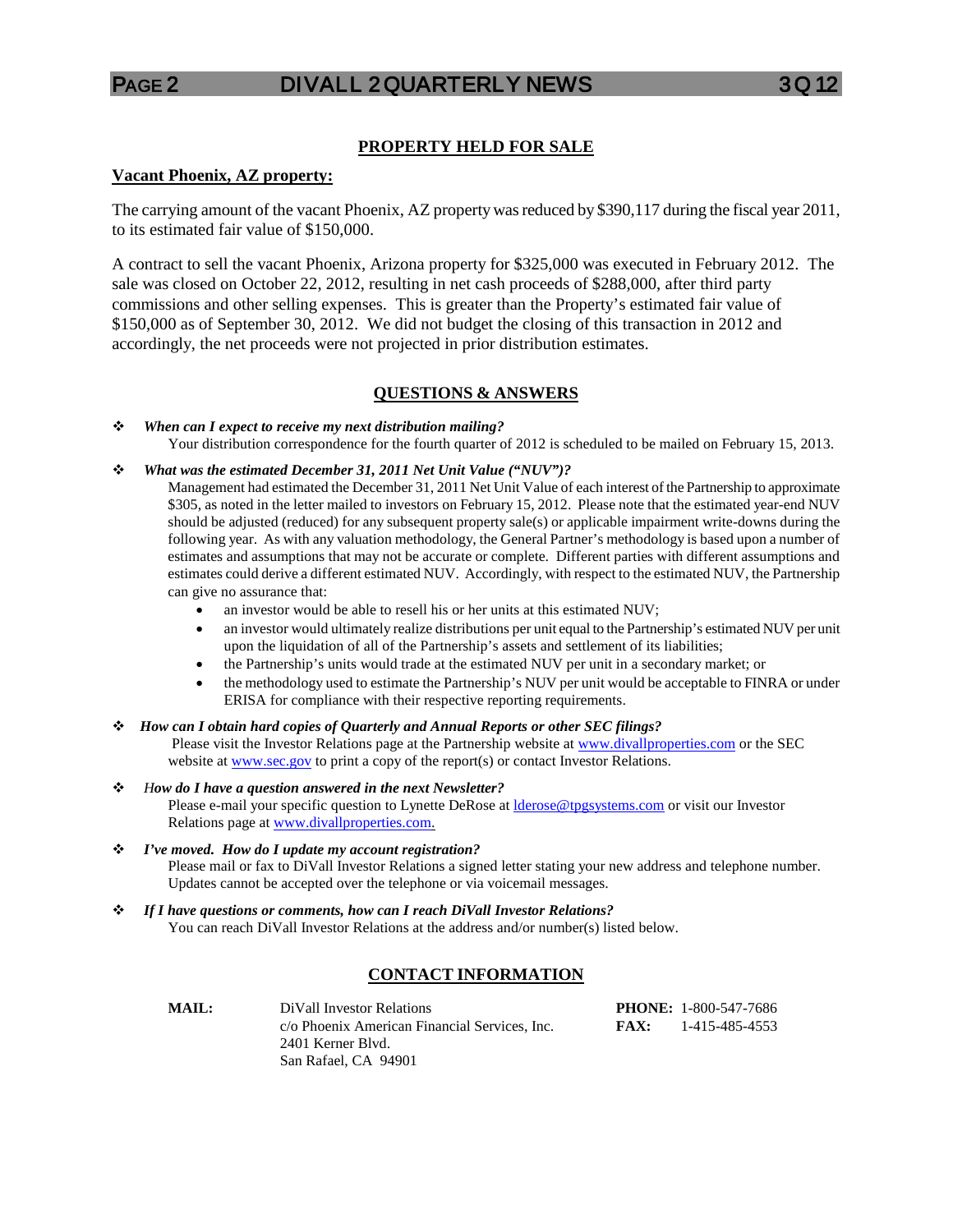## PROPERTY HELD FOR SALE

**Vacant Phoenix, AZ property:**

The carrying amount of the vacant Phoenix, AZ property was reduced by $390,117 during the fiscal year 2011, to its estimated fair value of $150,000.

A contract to sell the vacant Phoenix, Arizona property for $325,000 was executed in February 2012. The sale was closed on October 22, 2012, resulting in net cash proceeds of $288,000, after third party commissions and other selling expenses. This is greater than the Property's estimated fair value of $150,000 as of September 30, 2012. We did not budget the closing of this transaction in 2012 and accordingly, the net proceeds were not projected in prior distribution estimates.

## QUESTIONS & ANSWERS

- ***When can I expect to receive my next distribution mailing?***
  Your distribution correspondence for the fourth quarter of 2012 is scheduled to be mailed on February 15, 2013.

- ***What was the estimated December 31, 2011 Net Unit Value ("NUV")?***
  Management had estimated the December 31, 2011 Net Unit Value of each interest of the Partnership to approximate $305, as noted in the letter mailed to investors on February 15, 2012. Please note that the estimated year-end NUV should be adjusted (reduced) for any subsequent property sale(s) or applicable impairment write-downs during the following year. As with any valuation methodology, the General Partner's methodology is based upon a number of estimates and assumptions that may not be accurate or complete. Different parties with different assumptions and estimates could derive a different estimated NUV. Accordingly, with respect to the estimated NUV, the Partnership can give no assurance that:
  - an investor would be able to resell his or her units at this estimated NUV;
  - an investor would ultimately realize distributions per unit equal to the Partnership's estimated NUV per unit upon the liquidation of all of the Partnership's assets and settlement of its liabilities;
  - the Partnership's units would trade at the estimated NUV per unit in a secondary market; or
  - the methodology used to estimate the Partnership's NUV per unit would be acceptable to FINRA or under ERISA for compliance with their respective reporting requirements.

- ***How can I obtain hard copies of Quarterly and Annual Reports or other SEC filings?***
  Please visit the Investor Relations page at the Partnership website at www.divallproperties.com or the SEC website at www.sec.gov to print a copy of the report(s) or contact Investor Relations.

- ***How do I have a question answered in the next Newsletter?***
  Please e-mail your specific question to Lynette DeRose at lderose@tpgsystems.com or visit our Investor Relations page at www.divallproperties.com.

- ***I've moved. How do I update my account registration?***
  Please mail or fax to DiVall Investor Relations a signed letter stating your new address and telephone number. Updates cannot be accepted over the telephone or via voicemail messages.

- ***If I have questions or comments, how can I reach DiVall Investor Relations?***
  You can reach DiVall Investor Relations at the address and/or number(s) listed below.

## CONTACT INFORMATION

**MAIL:**
DiVall Investor Relations
c/o Phoenix American Financial Services, Inc.
2401 Kerner Blvd.
San Rafael, CA 94901

**PHONE:** 1-800-547-7686
**FAX:** 1-415-485-4553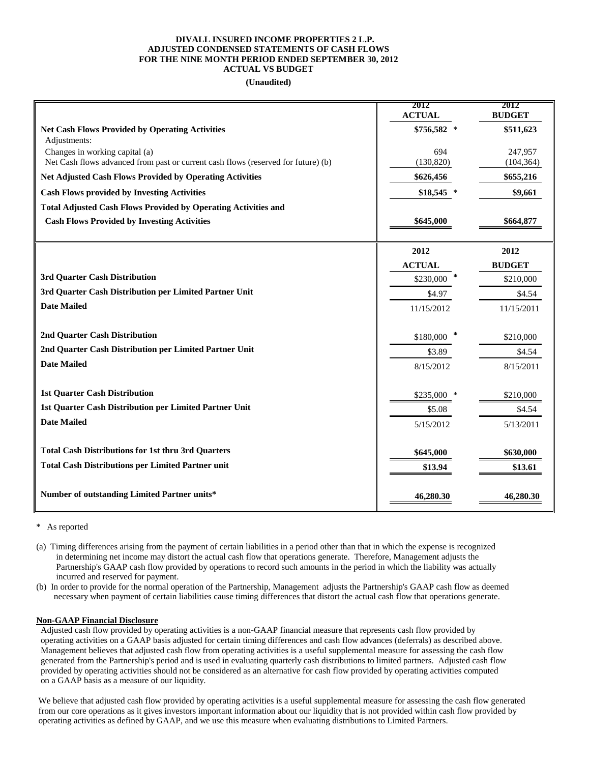**DIVALL INSURED INCOME PROPERTIES 2 L.P.**
**ADJUSTED CONDENSED STATEMENTS OF CASH FLOWS**
**FOR THE NINE MONTH PERIOD ENDED SEPTEMBER 30, 2012**
**ACTUAL VS BUDGET**

**(Unaudited)**

| | 2012 ACTUAL | 2012 BUDGET |
|---|---|---|
| **Net Cash Flows Provided by Operating Activities** | **$756,582** * | **$511,623** |
| Adjustments: | | |
| Changes in working capital (a) | 694 | 247,957 |
| Net Cash flows advanced from past or current cash flows (reserved for future) (b) | (130,820) | (104,364) |
| **Net Adjusted Cash Flows Provided by Operating Activities** | **$626,456** | **$655,216** |
| **Cash Flows provided by Investing Activities** | **$18,545** * | **$9,661** |
| **Total Adjusted Cash Flows Provided by Operating Activities and Cash Flows Provided by Investing Activities** | **$645,000** | **$664,877** |

| | 2012 ACTUAL | 2012 BUDGET |
|---|---|---|
| **3rd Quarter Cash Distribution** | $230,000 * | $210,000 |
| **3rd Quarter Cash Distribution per Limited Partner Unit** | $4.97 | $4.54 |
| **Date Mailed** | 11/15/2012 | 11/15/2011 |
| **2nd Quarter Cash Distribution** | $180,000 * | $210,000 |
| **2nd Quarter Cash Distribution per Limited Partner Unit** | $3.89 | $4.54 |
| **Date Mailed** | 8/15/2012 | 8/15/2011 |
| **1st Quarter Cash Distribution** | $235,000 * | $210,000 |
| **1st Quarter Cash Distribution per Limited Partner Unit** | $5.08 | $4.54 |
| **Date Mailed** | 5/15/2012 | 5/13/2011 |
| **Total Cash Distributions for 1st thru 3rd Quarters** | **$645,000** | **$630,000** |
| **Total Cash Distributions per Limited Partner unit** | **$13.94** | **$13.61** |
| **Number of outstanding Limited Partner units*** | **46,280.30** | **46,280.30** |

* As reported

(a) Timing differences arising from the payment of certain liabilities in a period other than that in which the expense is recognized in determining net income may distort the actual cash flow that operations generate. Therefore, Management adjusts the Partnership's GAAP cash flow provided by operations to record such amounts in the period in which the liability was actually incurred and reserved for payment.

(b) In order to provide for the normal operation of the Partnership, Management adjusts the Partnership's GAAP cash flow as deemed necessary when payment of certain liabilities cause timing differences that distort the actual cash flow that operations generate.

**Non-GAAP Financial Disclosure**

Adjusted cash flow provided by operating activities is a non-GAAP financial measure that represents cash flow provided by operating activities on a GAAP basis adjusted for certain timing differences and cash flow advances (deferrals) as described above. Management believes that adjusted cash flow from operating activities is a useful supplemental measure for assessing the cash flow generated from the Partnership's period and is used in evaluating quarterly cash distributions to limited partners. Adjusted cash flow provided by operating activities should not be considered as an alternative for cash flow provided by operating activities computed on a GAAP basis as a measure of our liquidity.

We believe that adjusted cash flow provided by operating activities is a useful supplemental measure for assessing the cash flow generated from our core operations as it gives investors important information about our liquidity that is not provided within cash flow provided by operating activities as defined by GAAP, and we use this measure when evaluating distributions to Limited Partners.